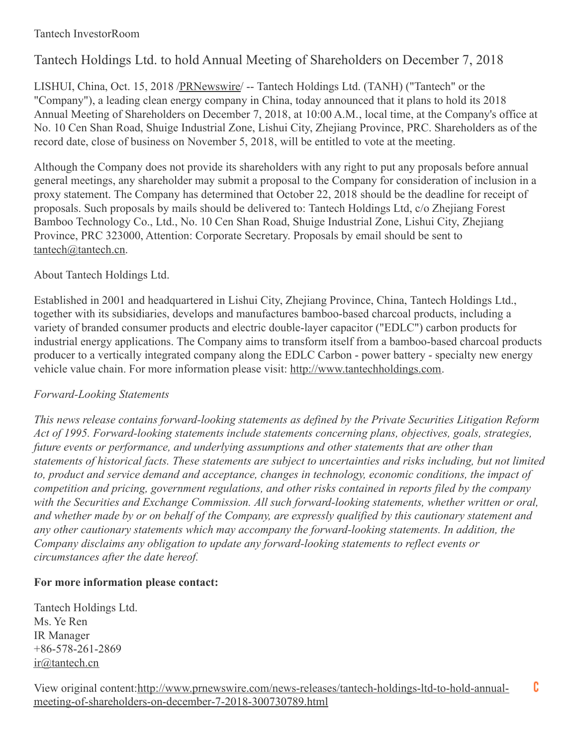Tantech InvestorRoom

# Tantech Holdings Ltd. to hold Annual Meeting of Shareholders on December 7, 2018

LISHUI, China, Oct. 15, 2018 /PRNewswire/ -- Tantech Holdings Ltd. (TANH) ("Tantech" or the "Company"), a leading clean energy company in China, today announced that it plans to hold its 2018 Annual Meeting of Shareholders on December 7, 2018, at 10:00 A.M., local time, at the Company's office at No. 10 Cen Shan Road, Shuige Industrial Zone, Lishui City, Zhejiang Province, PRC. Shareholders as of the record date, close of business on November 5, 2018, will be entitled to vote at the meeting.

Although the Company does not provide its shareholders with any right to put any proposals before annual general meetings, any shareholder may submit a proposal to the Company for consideration of inclusion in a proxy statement. The Company has determined that October 22, 2018 should be the deadline for receipt of proposals. Such proposals by mails should be delivered to: Tantech Holdings Ltd, c/o Zhejiang Forest Bamboo Technology Co., Ltd., No. 10 Cen Shan Road, Shuige Industrial Zone, Lishui City, Zhejiang Province, PRC 323000, Attention: Corporate Secretary. Proposals by email should be sent to tantech@tantech.cn.

About Tantech Holdings Ltd.

Established in 2001 and headquartered in Lishui City, Zhejiang Province, China, Tantech Holdings Ltd., together with its subsidiaries, develops and manufactures bamboo-based charcoal products, including a variety of branded consumer products and electric double-layer capacitor ("EDLC") carbon products for industrial energy applications. The Company aims to transform itself from a bamboo-based charcoal products producer to a vertically integrated company along the EDLC Carbon - power battery - specialty new energy vehicle value chain. For more information please visit: http://www.tantechholdings.com.

*Forward-Looking Statements*

*This news release contains forward-looking statements as defined by the Private Securities Litigation Reform Act of 1995. Forward-looking statements include statements concerning plans, objectives, goals, strategies, future events or performance, and underlying assumptions and other statements that are other than statements of historical facts. These statements are subject to uncertainties and risks including, but not limited to, product and service demand and acceptance, changes in technology, economic conditions, the impact of competition and pricing, government regulations, and other risks contained in reports filed by the company with the Securities and Exchange Commission. All such forward-looking statements, whether written or oral, and whether made by or on behalf of the Company, are expressly qualified by this cautionary statement and any other cautionary statements which may accompany the forward-looking statements. In addition, the Company disclaims any obligation to update any forward-looking statements to reflect events or circumstances after the date hereof.*

**For more information please contact:**

Tantech Holdings Ltd.
Ms. Ye Ren
IR Manager
+86-578-261-2869
ir@tantech.cn

View original content:http://www.prnewswire.com/news-releases/tantech-holdings-ltd-to-hold-annual-meeting-of-shareholders-on-december-7-2018-300730789.html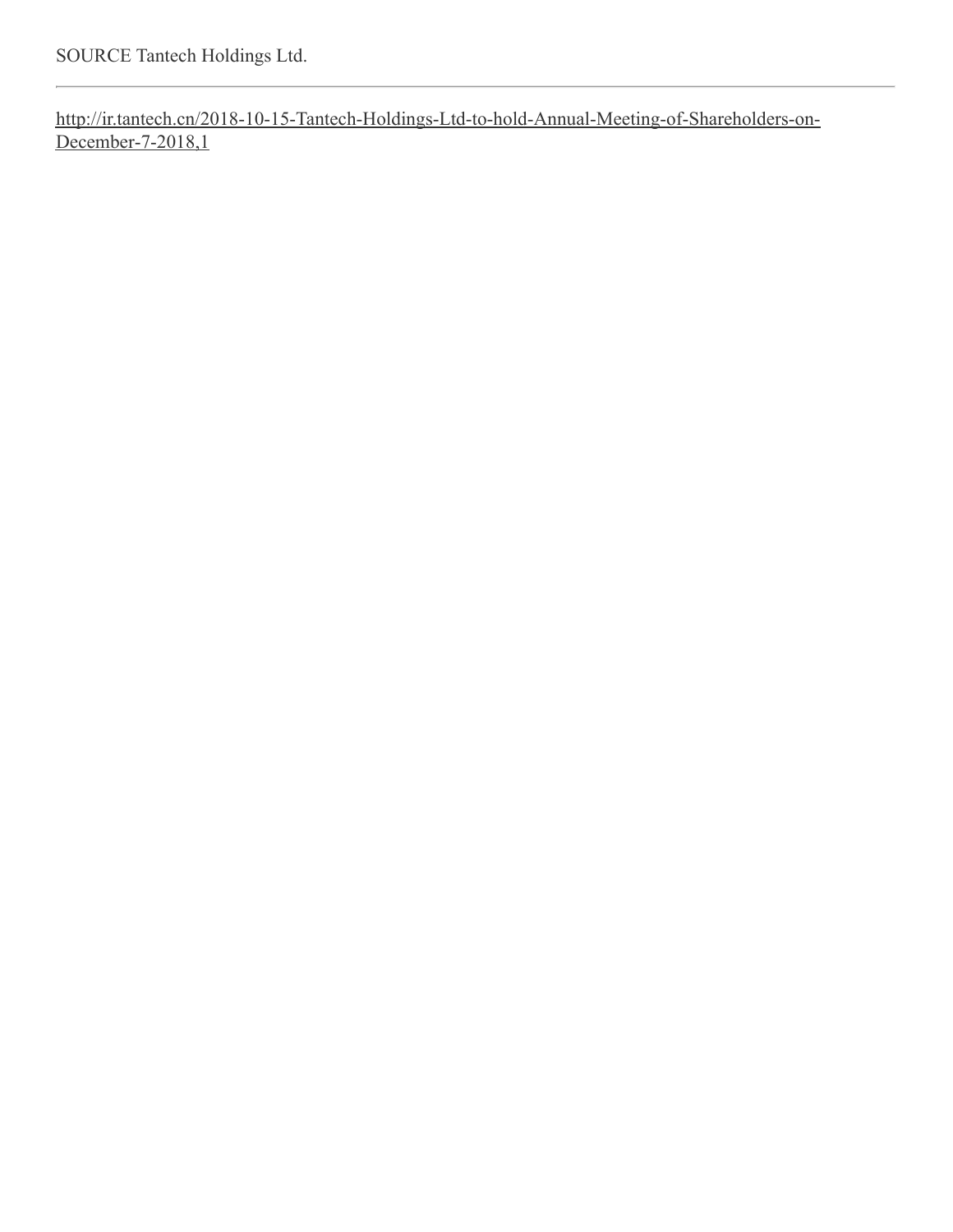SOURCE Tantech Holdings Ltd.

---

http://ir.tantech.cn/2018-10-15-Tantech-Holdings-Ltd-to-hold-Annual-Meeting-of-Shareholders-on-December-7-2018,1